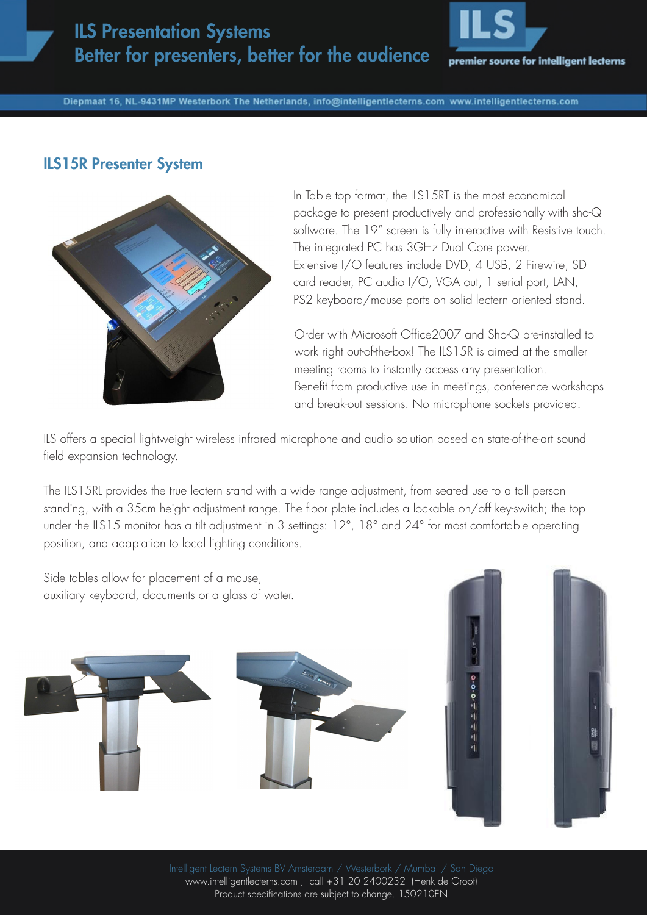# ILS Presentation Systems
## Better for presenters, better for the audience

**ILS** premier source for intelligent lecterns

Diepmaat 16, NL-9431MP Westerbork The Netherlands, info@intelligentlecterns.com www.intelligentlecterns.com

## ILS15R Presenter System

In Table top format, the ILS15RT is the most economical package to present productively and professionally with sho-Q software. The 19" screen is fully interactive with Resistive touch. The integrated PC has 3GHz Dual Core power. Extensive I/O features include DVD, 4 USB, 2 Firewire, SD card reader, PC audio I/O, VGA out, 1 serial port, LAN, PS2 keyboard/mouse ports on solid lectern oriented stand.

Order with Microsoft Office2007 and Sho-Q pre-installed to work right out-of-the-box! The ILS15R is aimed at the smaller meeting rooms to instantly access any presentation. Benefit from productive use in meetings, conference workshops and break-out sessions. No microphone sockets provided.

ILS offers a special lightweight wireless infrared microphone and audio solution based on state-of-the-art sound field expansion technology.

The ILS15RL provides the true lectern stand with a wide range adjustment, from seated use to a tall person standing, with a 35cm height adjustment range. The floor plate includes a lockable on/off key-switch; the top under the ILS15 monitor has a tilt adjustment in 3 settings: 12°, 18° and 24° for most comfortable operating position, and adaptation to local lighting conditions.

Side tables allow for placement of a mouse, auxiliary keyboard, documents or a glass of water.

Intelligent Lectern Systems BV Amsterdam / Westerbork / Mumbai / San Diego
www.intelligentlecterns.com , call +31 20 2400232 (Henk de Groot)
Product specifications are subject to change. 150210EN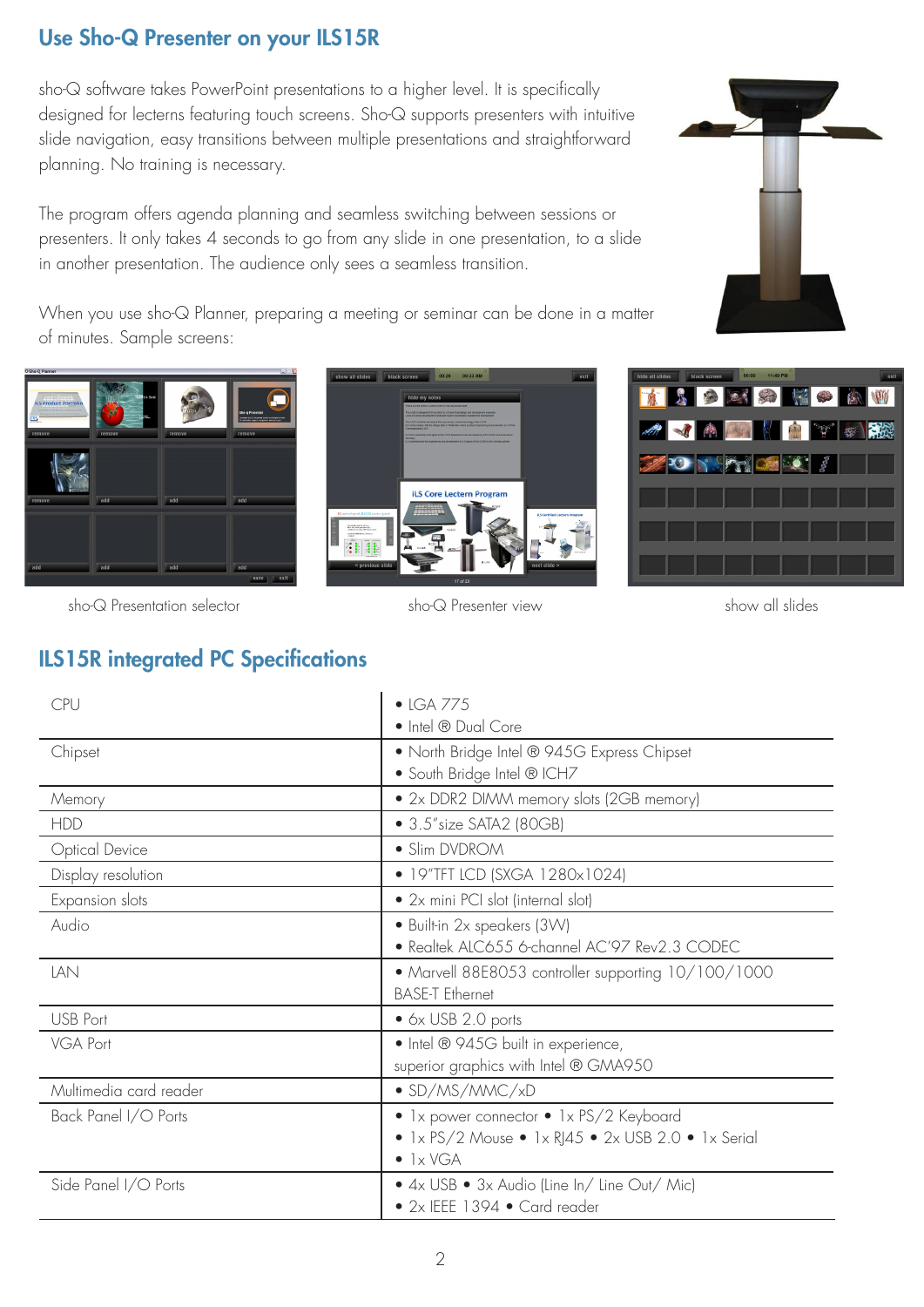## Use Sho-Q Presenter on your ILS15R

sho-Q software takes PowerPoint presentations to a higher level. It is specifically designed for lecterns featuring touch screens. Sho-Q supports presenters with intuitive slide navigation, easy transitions between multiple presentations and straightforward planning. No training is necessary.

The program offers agenda planning and seamless switching between sessions or presenters. It only takes 4 seconds to go from any slide in one presentation, to a slide in another presentation. The audience only sees a seamless transition.

When you use sho-Q Planner, preparing a meeting or seminar can be done in a matter of minutes. Sample screens:

sho-Q Presentation selector

sho-Q Presenter view

show all slides

## ILS15R integrated PC Specifications

| | |
|---|---|
| CPU | • LGA 775<br>• Intel ® Dual Core |
| Chipset | • North Bridge Intel ® 945G Express Chipset<br>• South Bridge Intel ® ICH7 |
| Memory | • 2x DDR2 DIMM memory slots (2GB memory) |
| HDD | • 3.5"size SATA2 (80GB) |
| Optical Device | • Slim DVDROM |
| Display resolution | • 19"TFT LCD (SXGA 1280x1024) |
| Expansion slots | • 2x mini PCI slot (internal slot) |
| Audio | • Built-in 2x speakers (3W)<br>• Realtek ALC655 6-channel AC'97 Rev2.3 CODEC |
| LAN | • Marvell 88E8053 controller supporting 10/100/1000 BASE-T Ethernet |
| USB Port | • 6x USB 2.0 ports |
| VGA Port | • Intel ® 945G built in experience, superior graphics with Intel ® GMA950 |
| Multimedia card reader | • SD/MS/MMC/xD |
| Back Panel I/O Ports | • 1x power connector • 1x PS/2 Keyboard<br>• 1x PS/2 Mouse • 1x RJ45 • 2x USB 2.0 • 1x Serial<br>• 1x VGA |
| Side Panel I/O Ports | • 4x USB • 3x Audio (Line In/ Line Out/ Mic)<br>• 2x IEEE 1394 • Card reader |